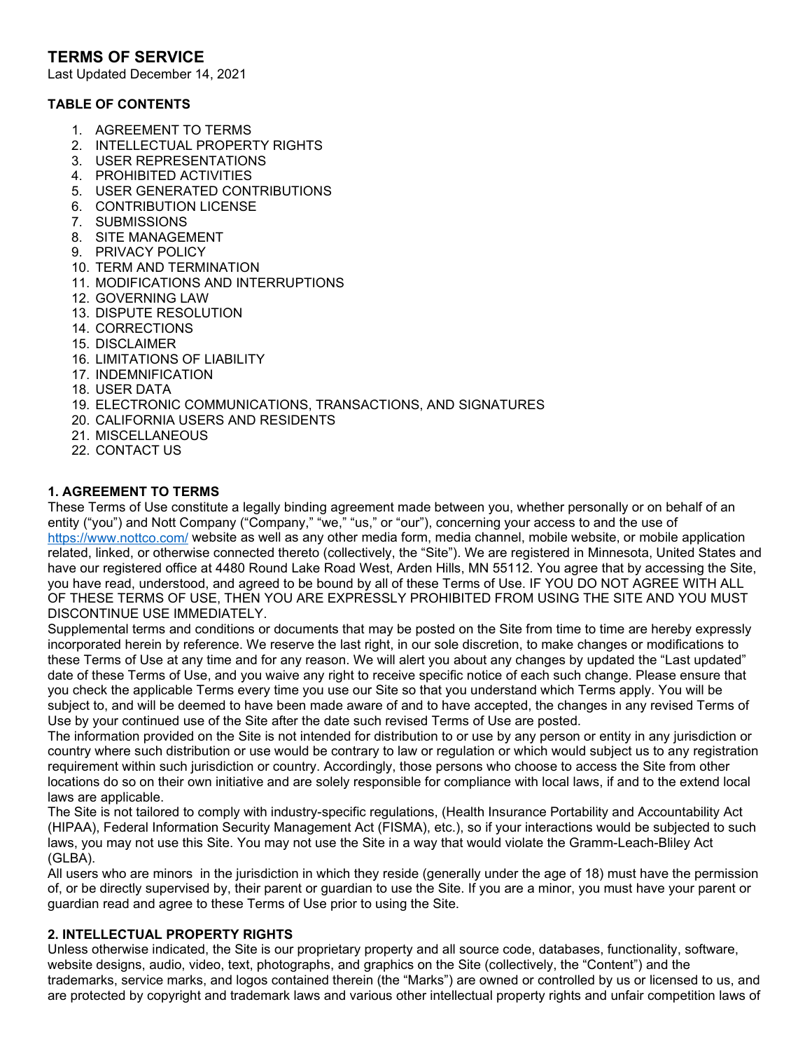# TERMS OF SERVICE

Last Updated December 14, 2021

**TABLE OF CONTENTS**

1. AGREEMENT TO TERMS
2. INTELLECTUAL PROPERTY RIGHTS
3. USER REPRESENTATIONS
4. PROHIBITED ACTIVITIES
5. USER GENERATED CONTRIBUTIONS
6. CONTRIBUTION LICENSE
7. SUBMISSIONS
8. SITE MANAGEMENT
9. PRIVACY POLICY
10. TERM AND TERMINATION
11. MODIFICATIONS AND INTERRUPTIONS
12. GOVERNING LAW
13. DISPUTE RESOLUTION
14. CORRECTIONS
15. DISCLAIMER
16. LIMITATIONS OF LIABILITY
17. INDEMNIFICATION
18. USER DATA
19. ELECTRONIC COMMUNICATIONS, TRANSACTIONS, AND SIGNATURES
20. CALIFORNIA USERS AND RESIDENTS
21. MISCELLANEOUS
22. CONTACT US

**1. AGREEMENT TO TERMS**

These Terms of Use constitute a legally binding agreement made between you, whether personally or on behalf of an entity ("you") and Nott Company ("Company," "we," "us," or "our"), concerning your access to and the use of https://www.nottco.com/ website as well as any other media form, media channel, mobile website, or mobile application related, linked, or otherwise connected thereto (collectively, the "Site"). We are registered in Minnesota, United States and have our registered office at 4480 Round Lake Road West, Arden Hills, MN 55112. You agree that by accessing the Site, you have read, understood, and agreed to be bound by all of these Terms of Use. IF YOU DO NOT AGREE WITH ALL OF THESE TERMS OF USE, THEN YOU ARE EXPRESSLY PROHIBITED FROM USING THE SITE AND YOU MUST DISCONTINUE USE IMMEDIATELY.

Supplemental terms and conditions or documents that may be posted on the Site from time to time are hereby expressly incorporated herein by reference. We reserve the last right, in our sole discretion, to make changes or modifications to these Terms of Use at any time and for any reason. We will alert you about any changes by updated the "Last updated" date of these Terms of Use, and you waive any right to receive specific notice of each such change. Please ensure that you check the applicable Terms every time you use our Site so that you understand which Terms apply. You will be subject to, and will be deemed to have been made aware of and to have accepted, the changes in any revised Terms of Use by your continued use of the Site after the date such revised Terms of Use are posted.

The information provided on the Site is not intended for distribution to or use by any person or entity in any jurisdiction or country where such distribution or use would be contrary to law or regulation or which would subject us to any registration requirement within such jurisdiction or country. Accordingly, those persons who choose to access the Site from other locations do so on their own initiative and are solely responsible for compliance with local laws, if and to the extend local laws are applicable.

The Site is not tailored to comply with industry-specific regulations, (Health Insurance Portability and Accountability Act (HIPAA), Federal Information Security Management Act (FISMA), etc.), so if your interactions would be subjected to such laws, you may not use this Site. You may not use the Site in a way that would violate the Gramm-Leach-Bliley Act (GLBA).

All users who are minors in the jurisdiction in which they reside (generally under the age of 18) must have the permission of, or be directly supervised by, their parent or guardian to use the Site. If you are a minor, you must have your parent or guardian read and agree to these Terms of Use prior to using the Site.

**2. INTELLECTUAL PROPERTY RIGHTS**

Unless otherwise indicated, the Site is our proprietary property and all source code, databases, functionality, software, website designs, audio, video, text, photographs, and graphics on the Site (collectively, the "Content") and the trademarks, service marks, and logos contained therein (the "Marks") are owned or controlled by us or licensed to us, and are protected by copyright and trademark laws and various other intellectual property rights and unfair competition laws of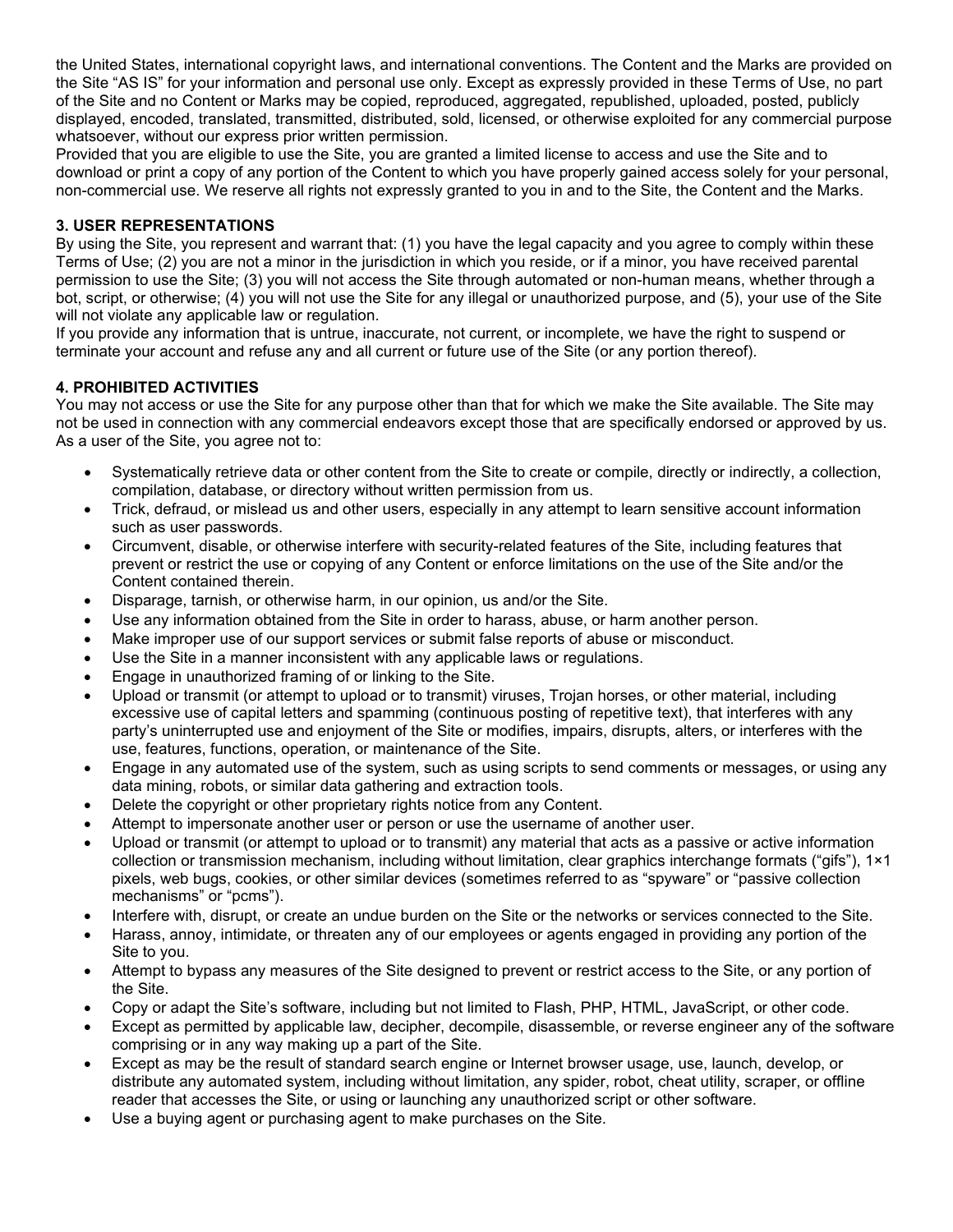the United States, international copyright laws, and international conventions. The Content and the Marks are provided on the Site "AS IS" for your information and personal use only. Except as expressly provided in these Terms of Use, no part of the Site and no Content or Marks may be copied, reproduced, aggregated, republished, uploaded, posted, publicly displayed, encoded, translated, transmitted, distributed, sold, licensed, or otherwise exploited for any commercial purpose whatsoever, without our express prior written permission.

Provided that you are eligible to use the Site, you are granted a limited license to access and use the Site and to download or print a copy of any portion of the Content to which you have properly gained access solely for your personal, non-commercial use. We reserve all rights not expressly granted to you in and to the Site, the Content and the Marks.

**3. USER REPRESENTATIONS**

By using the Site, you represent and warrant that: (1) you have the legal capacity and you agree to comply within these Terms of Use; (2) you are not a minor in the jurisdiction in which you reside, or if a minor, you have received parental permission to use the Site; (3) you will not access the Site through automated or non-human means, whether through a bot, script, or otherwise; (4) you will not use the Site for any illegal or unauthorized purpose, and (5), your use of the Site will not violate any applicable law or regulation.

If you provide any information that is untrue, inaccurate, not current, or incomplete, we have the right to suspend or terminate your account and refuse any and all current or future use of the Site (or any portion thereof).

**4. PROHIBITED ACTIVITIES**

You may not access or use the Site for any purpose other than that for which we make the Site available. The Site may not be used in connection with any commercial endeavors except those that are specifically endorsed or approved by us. As a user of the Site, you agree not to:

- Systematically retrieve data or other content from the Site to create or compile, directly or indirectly, a collection, compilation, database, or directory without written permission from us.
- Trick, defraud, or mislead us and other users, especially in any attempt to learn sensitive account information such as user passwords.
- Circumvent, disable, or otherwise interfere with security-related features of the Site, including features that prevent or restrict the use or copying of any Content or enforce limitations on the use of the Site and/or the Content contained therein.
- Disparage, tarnish, or otherwise harm, in our opinion, us and/or the Site.
- Use any information obtained from the Site in order to harass, abuse, or harm another person.
- Make improper use of our support services or submit false reports of abuse or misconduct.
- Use the Site in a manner inconsistent with any applicable laws or regulations.
- Engage in unauthorized framing of or linking to the Site.
- Upload or transmit (or attempt to upload or to transmit) viruses, Trojan horses, or other material, including excessive use of capital letters and spamming (continuous posting of repetitive text), that interferes with any party's uninterrupted use and enjoyment of the Site or modifies, impairs, disrupts, alters, or interferes with the use, features, functions, operation, or maintenance of the Site.
- Engage in any automated use of the system, such as using scripts to send comments or messages, or using any data mining, robots, or similar data gathering and extraction tools.
- Delete the copyright or other proprietary rights notice from any Content.
- Attempt to impersonate another user or person or use the username of another user.
- Upload or transmit (or attempt to upload or to transmit) any material that acts as a passive or active information collection or transmission mechanism, including without limitation, clear graphics interchange formats ("gifs"), 1×1 pixels, web bugs, cookies, or other similar devices (sometimes referred to as "spyware" or "passive collection mechanisms" or "pcms").
- Interfere with, disrupt, or create an undue burden on the Site or the networks or services connected to the Site.
- Harass, annoy, intimidate, or threaten any of our employees or agents engaged in providing any portion of the Site to you.
- Attempt to bypass any measures of the Site designed to prevent or restrict access to the Site, or any portion of the Site.
- Copy or adapt the Site's software, including but not limited to Flash, PHP, HTML, JavaScript, or other code.
- Except as permitted by applicable law, decipher, decompile, disassemble, or reverse engineer any of the software comprising or in any way making up a part of the Site.
- Except as may be the result of standard search engine or Internet browser usage, use, launch, develop, or distribute any automated system, including without limitation, any spider, robot, cheat utility, scraper, or offline reader that accesses the Site, or using or launching any unauthorized script or other software.
- Use a buying agent or purchasing agent to make purchases on the Site.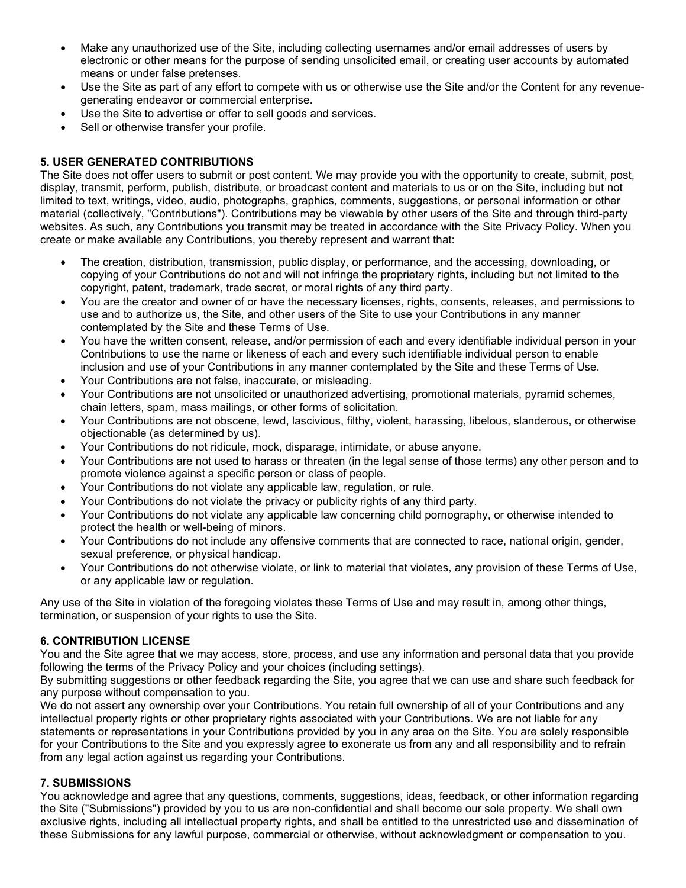- Make any unauthorized use of the Site, including collecting usernames and/or email addresses of users by electronic or other means for the purpose of sending unsolicited email, or creating user accounts by automated means or under false pretenses.
- Use the Site as part of any effort to compete with us or otherwise use the Site and/or the Content for any revenue-generating endeavor or commercial enterprise.
- Use the Site to advertise or offer to sell goods and services.
- Sell or otherwise transfer your profile.

### 5. USER GENERATED CONTRIBUTIONS

The Site does not offer users to submit or post content. We may provide you with the opportunity to create, submit, post, display, transmit, perform, publish, distribute, or broadcast content and materials to us or on the Site, including but not limited to text, writings, video, audio, photographs, graphics, comments, suggestions, or personal information or other material (collectively, "Contributions"). Contributions may be viewable by other users of the Site and through third-party websites. As such, any Contributions you transmit may be treated in accordance with the Site Privacy Policy. When you create or make available any Contributions, you thereby represent and warrant that:

- The creation, distribution, transmission, public display, or performance, and the accessing, downloading, or copying of your Contributions do not and will not infringe the proprietary rights, including but not limited to the copyright, patent, trademark, trade secret, or moral rights of any third party.
- You are the creator and owner of or have the necessary licenses, rights, consents, releases, and permissions to use and to authorize us, the Site, and other users of the Site to use your Contributions in any manner contemplated by the Site and these Terms of Use.
- You have the written consent, release, and/or permission of each and every identifiable individual person in your Contributions to use the name or likeness of each and every such identifiable individual person to enable inclusion and use of your Contributions in any manner contemplated by the Site and these Terms of Use.
- Your Contributions are not false, inaccurate, or misleading.
- Your Contributions are not unsolicited or unauthorized advertising, promotional materials, pyramid schemes, chain letters, spam, mass mailings, or other forms of solicitation.
- Your Contributions are not obscene, lewd, lascivious, filthy, violent, harassing, libelous, slanderous, or otherwise objectionable (as determined by us).
- Your Contributions do not ridicule, mock, disparage, intimidate, or abuse anyone.
- Your Contributions are not used to harass or threaten (in the legal sense of those terms) any other person and to promote violence against a specific person or class of people.
- Your Contributions do not violate any applicable law, regulation, or rule.
- Your Contributions do not violate the privacy or publicity rights of any third party.
- Your Contributions do not violate any applicable law concerning child pornography, or otherwise intended to protect the health or well-being of minors.
- Your Contributions do not include any offensive comments that are connected to race, national origin, gender, sexual preference, or physical handicap.
- Your Contributions do not otherwise violate, or link to material that violates, any provision of these Terms of Use, or any applicable law or regulation.

Any use of the Site in violation of the foregoing violates these Terms of Use and may result in, among other things, termination, or suspension of your rights to use the Site.

### 6. CONTRIBUTION LICENSE

You and the Site agree that we may access, store, process, and use any information and personal data that you provide following the terms of the Privacy Policy and your choices (including settings).

By submitting suggestions or other feedback regarding the Site, you agree that we can use and share such feedback for any purpose without compensation to you.

We do not assert any ownership over your Contributions. You retain full ownership of all of your Contributions and any intellectual property rights or other proprietary rights associated with your Contributions. We are not liable for any statements or representations in your Contributions provided by you in any area on the Site. You are solely responsible for your Contributions to the Site and you expressly agree to exonerate us from any and all responsibility and to refrain from any legal action against us regarding your Contributions.

### 7. SUBMISSIONS

You acknowledge and agree that any questions, comments, suggestions, ideas, feedback, or other information regarding the Site ("Submissions") provided by you to us are non-confidential and shall become our sole property. We shall own exclusive rights, including all intellectual property rights, and shall be entitled to the unrestricted use and dissemination of these Submissions for any lawful purpose, commercial or otherwise, without acknowledgment or compensation to you.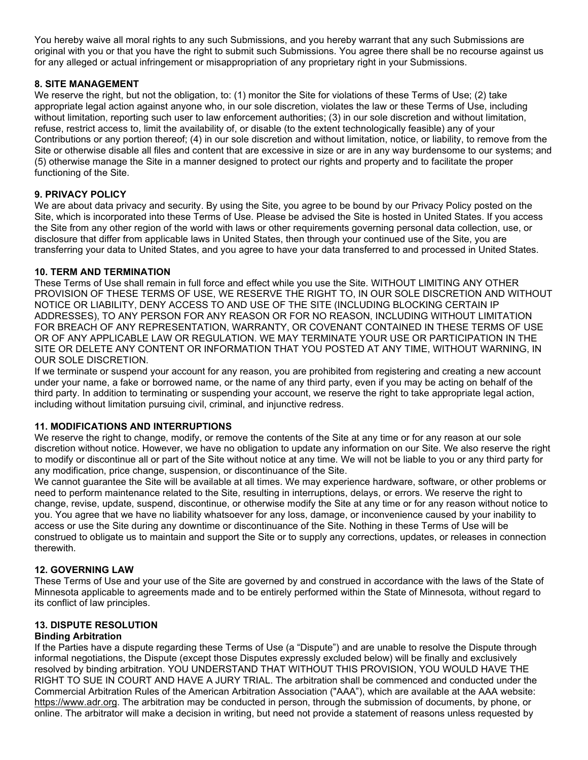You hereby waive all moral rights to any such Submissions, and you hereby warrant that any such Submissions are original with you or that you have the right to submit such Submissions. You agree there shall be no recourse against us for any alleged or actual infringement or misappropriation of any proprietary right in your Submissions.

**8. SITE MANAGEMENT**

We reserve the right, but not the obligation, to: (1) monitor the Site for violations of these Terms of Use; (2) take appropriate legal action against anyone who, in our sole discretion, violates the law or these Terms of Use, including without limitation, reporting such user to law enforcement authorities; (3) in our sole discretion and without limitation, refuse, restrict access to, limit the availability of, or disable (to the extent technologically feasible) any of your Contributions or any portion thereof; (4) in our sole discretion and without limitation, notice, or liability, to remove from the Site or otherwise disable all files and content that are excessive in size or are in any way burdensome to our systems; and (5) otherwise manage the Site in a manner designed to protect our rights and property and to facilitate the proper functioning of the Site.

**9. PRIVACY POLICY**

We are about data privacy and security. By using the Site, you agree to be bound by our Privacy Policy posted on the Site, which is incorporated into these Terms of Use. Please be advised the Site is hosted in United States. If you access the Site from any other region of the world with laws or other requirements governing personal data collection, use, or disclosure that differ from applicable laws in United States, then through your continued use of the Site, you are transferring your data to United States, and you agree to have your data transferred to and processed in United States.

**10. TERM AND TERMINATION**

These Terms of Use shall remain in full force and effect while you use the Site. WITHOUT LIMITING ANY OTHER PROVISION OF THESE TERMS OF USE, WE RESERVE THE RIGHT TO, IN OUR SOLE DISCRETION AND WITHOUT NOTICE OR LIABILITY, DENY ACCESS TO AND USE OF THE SITE (INCLUDING BLOCKING CERTAIN IP ADDRESSES), TO ANY PERSON FOR ANY REASON OR FOR NO REASON, INCLUDING WITHOUT LIMITATION FOR BREACH OF ANY REPRESENTATION, WARRANTY, OR COVENANT CONTAINED IN THESE TERMS OF USE OR OF ANY APPLICABLE LAW OR REGULATION. WE MAY TERMINATE YOUR USE OR PARTICIPATION IN THE SITE OR DELETE ANY CONTENT OR INFORMATION THAT YOU POSTED AT ANY TIME, WITHOUT WARNING, IN OUR SOLE DISCRETION.

If we terminate or suspend your account for any reason, you are prohibited from registering and creating a new account under your name, a fake or borrowed name, or the name of any third party, even if you may be acting on behalf of the third party. In addition to terminating or suspending your account, we reserve the right to take appropriate legal action, including without limitation pursuing civil, criminal, and injunctive redress.

**11. MODIFICATIONS AND INTERRUPTIONS**

We reserve the right to change, modify, or remove the contents of the Site at any time or for any reason at our sole discretion without notice. However, we have no obligation to update any information on our Site. We also reserve the right to modify or discontinue all or part of the Site without notice at any time. We will not be liable to you or any third party for any modification, price change, suspension, or discontinuance of the Site.

We cannot guarantee the Site will be available at all times. We may experience hardware, software, or other problems or need to perform maintenance related to the Site, resulting in interruptions, delays, or errors. We reserve the right to change, revise, update, suspend, discontinue, or otherwise modify the Site at any time or for any reason without notice to you. You agree that we have no liability whatsoever for any loss, damage, or inconvenience caused by your inability to access or use the Site during any downtime or discontinuance of the Site. Nothing in these Terms of Use will be construed to obligate us to maintain and support the Site or to supply any corrections, updates, or releases in connection therewith.

**12. GOVERNING LAW**

These Terms of Use and your use of the Site are governed by and construed in accordance with the laws of the State of Minnesota applicable to agreements made and to be entirely performed within the State of Minnesota, without regard to its conflict of law principles.

**13. DISPUTE RESOLUTION**

**Binding Arbitration**

If the Parties have a dispute regarding these Terms of Use (a "Dispute") and are unable to resolve the Dispute through informal negotiations, the Dispute (except those Disputes expressly excluded below) will be finally and exclusively resolved by binding arbitration. YOU UNDERSTAND THAT WITHOUT THIS PROVISION, YOU WOULD HAVE THE RIGHT TO SUE IN COURT AND HAVE A JURY TRIAL. The arbitration shall be commenced and conducted under the Commercial Arbitration Rules of the American Arbitration Association ("AAA"), which are available at the AAA website: https://www.adr.org. The arbitration may be conducted in person, through the submission of documents, by phone, or online. The arbitrator will make a decision in writing, but need not provide a statement of reasons unless requested by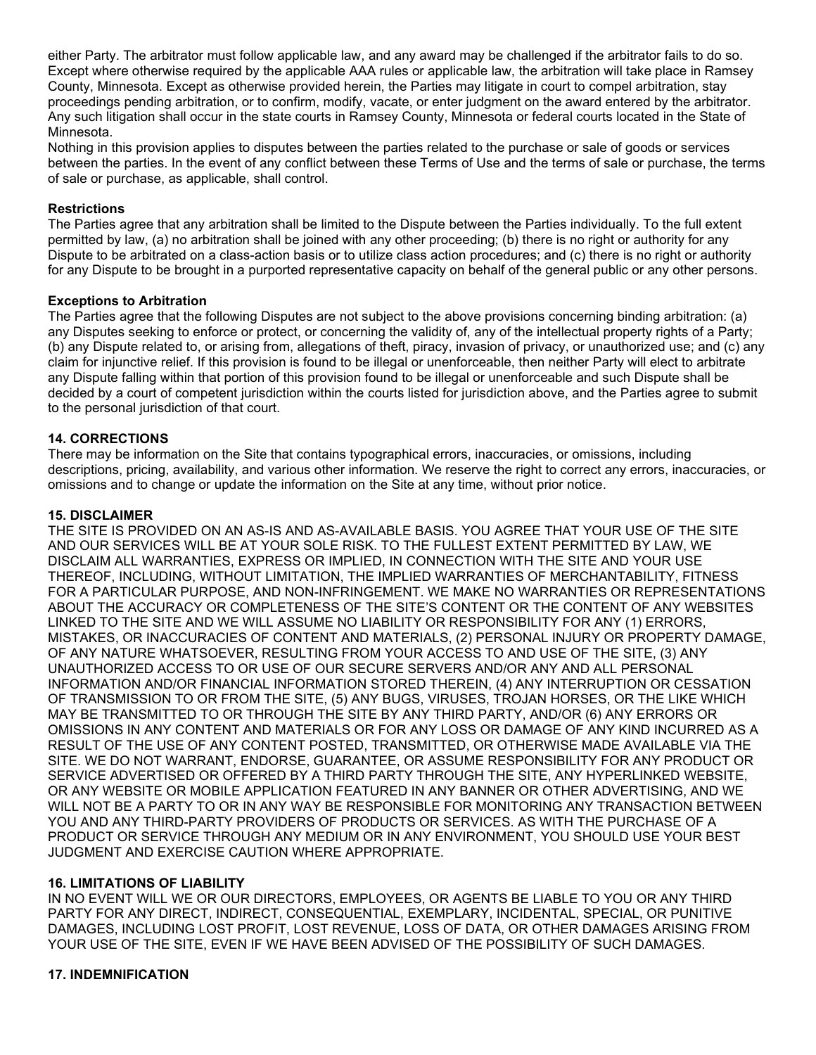either Party. The arbitrator must follow applicable law, and any award may be challenged if the arbitrator fails to do so. Except where otherwise required by the applicable AAA rules or applicable law, the arbitration will take place in Ramsey County, Minnesota. Except as otherwise provided herein, the Parties may litigate in court to compel arbitration, stay proceedings pending arbitration, or to confirm, modify, vacate, or enter judgment on the award entered by the arbitrator. Any such litigation shall occur in the state courts in Ramsey County, Minnesota or federal courts located in the State of Minnesota.

Nothing in this provision applies to disputes between the parties related to the purchase or sale of goods or services between the parties. In the event of any conflict between these Terms of Use and the terms of sale or purchase, the terms of sale or purchase, as applicable, shall control.

**Restrictions**

The Parties agree that any arbitration shall be limited to the Dispute between the Parties individually. To the full extent permitted by law, (a) no arbitration shall be joined with any other proceeding; (b) there is no right or authority for any Dispute to be arbitrated on a class-action basis or to utilize class action procedures; and (c) there is no right or authority for any Dispute to be brought in a purported representative capacity on behalf of the general public or any other persons.

**Exceptions to Arbitration**

The Parties agree that the following Disputes are not subject to the above provisions concerning binding arbitration: (a) any Disputes seeking to enforce or protect, or concerning the validity of, any of the intellectual property rights of a Party; (b) any Dispute related to, or arising from, allegations of theft, piracy, invasion of privacy, or unauthorized use; and (c) any claim for injunctive relief. If this provision is found to be illegal or unenforceable, then neither Party will elect to arbitrate any Dispute falling within that portion of this provision found to be illegal or unenforceable and such Dispute shall be decided by a court of competent jurisdiction within the courts listed for jurisdiction above, and the Parties agree to submit to the personal jurisdiction of that court.

## 14. CORRECTIONS

There may be information on the Site that contains typographical errors, inaccuracies, or omissions, including descriptions, pricing, availability, and various other information. We reserve the right to correct any errors, inaccuracies, or omissions and to change or update the information on the Site at any time, without prior notice.

## 15. DISCLAIMER

THE SITE IS PROVIDED ON AN AS-IS AND AS-AVAILABLE BASIS. YOU AGREE THAT YOUR USE OF THE SITE AND OUR SERVICES WILL BE AT YOUR SOLE RISK. TO THE FULLEST EXTENT PERMITTED BY LAW, WE DISCLAIM ALL WARRANTIES, EXPRESS OR IMPLIED, IN CONNECTION WITH THE SITE AND YOUR USE THEREOF, INCLUDING, WITHOUT LIMITATION, THE IMPLIED WARRANTIES OF MERCHANTABILITY, FITNESS FOR A PARTICULAR PURPOSE, AND NON-INFRINGEMENT. WE MAKE NO WARRANTIES OR REPRESENTATIONS ABOUT THE ACCURACY OR COMPLETENESS OF THE SITE'S CONTENT OR THE CONTENT OF ANY WEBSITES LINKED TO THE SITE AND WE WILL ASSUME NO LIABILITY OR RESPONSIBILITY FOR ANY (1) ERRORS, MISTAKES, OR INACCURACIES OF CONTENT AND MATERIALS, (2) PERSONAL INJURY OR PROPERTY DAMAGE, OF ANY NATURE WHATSOEVER, RESULTING FROM YOUR ACCESS TO AND USE OF THE SITE, (3) ANY UNAUTHORIZED ACCESS TO OR USE OF OUR SECURE SERVERS AND/OR ANY AND ALL PERSONAL INFORMATION AND/OR FINANCIAL INFORMATION STORED THEREIN, (4) ANY INTERRUPTION OR CESSATION OF TRANSMISSION TO OR FROM THE SITE, (5) ANY BUGS, VIRUSES, TROJAN HORSES, OR THE LIKE WHICH MAY BE TRANSMITTED TO OR THROUGH THE SITE BY ANY THIRD PARTY, AND/OR (6) ANY ERRORS OR OMISSIONS IN ANY CONTENT AND MATERIALS OR FOR ANY LOSS OR DAMAGE OF ANY KIND INCURRED AS A RESULT OF THE USE OF ANY CONTENT POSTED, TRANSMITTED, OR OTHERWISE MADE AVAILABLE VIA THE SITE. WE DO NOT WARRANT, ENDORSE, GUARANTEE, OR ASSUME RESPONSIBILITY FOR ANY PRODUCT OR SERVICE ADVERTISED OR OFFERED BY A THIRD PARTY THROUGH THE SITE, ANY HYPERLINKED WEBSITE, OR ANY WEBSITE OR MOBILE APPLICATION FEATURED IN ANY BANNER OR OTHER ADVERTISING, AND WE WILL NOT BE A PARTY TO OR IN ANY WAY BE RESPONSIBLE FOR MONITORING ANY TRANSACTION BETWEEN YOU AND ANY THIRD-PARTY PROVIDERS OF PRODUCTS OR SERVICES. AS WITH THE PURCHASE OF A PRODUCT OR SERVICE THROUGH ANY MEDIUM OR IN ANY ENVIRONMENT, YOU SHOULD USE YOUR BEST JUDGMENT AND EXERCISE CAUTION WHERE APPROPRIATE.

## 16. LIMITATIONS OF LIABILITY

IN NO EVENT WILL WE OR OUR DIRECTORS, EMPLOYEES, OR AGENTS BE LIABLE TO YOU OR ANY THIRD PARTY FOR ANY DIRECT, INDIRECT, CONSEQUENTIAL, EXEMPLARY, INCIDENTAL, SPECIAL, OR PUNITIVE DAMAGES, INCLUDING LOST PROFIT, LOST REVENUE, LOSS OF DATA, OR OTHER DAMAGES ARISING FROM YOUR USE OF THE SITE, EVEN IF WE HAVE BEEN ADVISED OF THE POSSIBILITY OF SUCH DAMAGES.

## 17. INDEMNIFICATION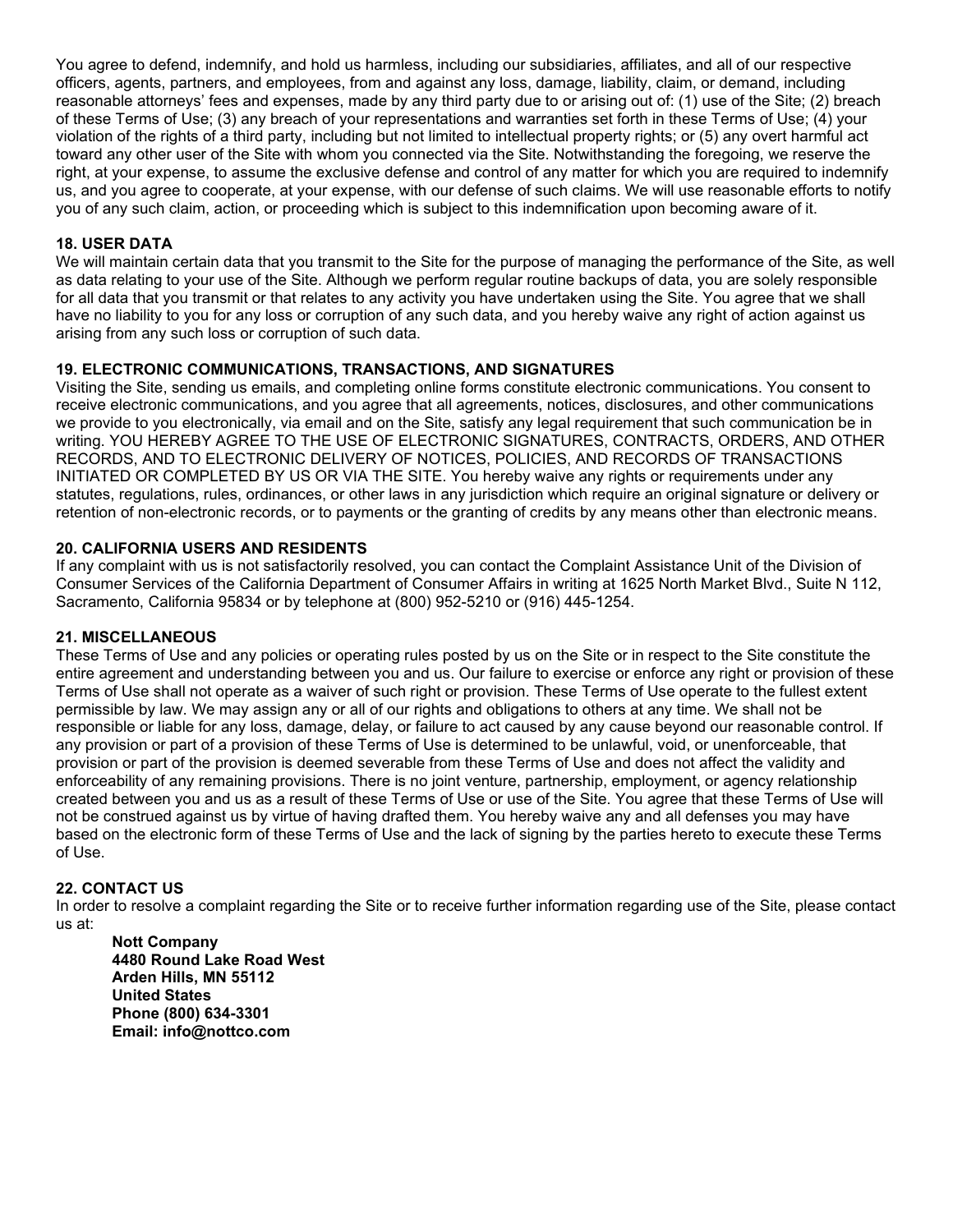You agree to defend, indemnify, and hold us harmless, including our subsidiaries, affiliates, and all of our respective officers, agents, partners, and employees, from and against any loss, damage, liability, claim, or demand, including reasonable attorneys' fees and expenses, made by any third party due to or arising out of: (1) use of the Site; (2) breach of these Terms of Use; (3) any breach of your representations and warranties set forth in these Terms of Use; (4) your violation of the rights of a third party, including but not limited to intellectual property rights; or (5) any overt harmful act toward any other user of the Site with whom you connected via the Site. Notwithstanding the foregoing, we reserve the right, at your expense, to assume the exclusive defense and control of any matter for which you are required to indemnify us, and you agree to cooperate, at your expense, with our defense of such claims. We will use reasonable efforts to notify you of any such claim, action, or proceeding which is subject to this indemnification upon becoming aware of it.

**18. USER DATA**

We will maintain certain data that you transmit to the Site for the purpose of managing the performance of the Site, as well as data relating to your use of the Site. Although we perform regular routine backups of data, you are solely responsible for all data that you transmit or that relates to any activity you have undertaken using the Site. You agree that we shall have no liability to you for any loss or corruption of any such data, and you hereby waive any right of action against us arising from any such loss or corruption of such data.

**19. ELECTRONIC COMMUNICATIONS, TRANSACTIONS, AND SIGNATURES**

Visiting the Site, sending us emails, and completing online forms constitute electronic communications. You consent to receive electronic communications, and you agree that all agreements, notices, disclosures, and other communications we provide to you electronically, via email and on the Site, satisfy any legal requirement that such communication be in writing. YOU HEREBY AGREE TO THE USE OF ELECTRONIC SIGNATURES, CONTRACTS, ORDERS, AND OTHER RECORDS, AND TO ELECTRONIC DELIVERY OF NOTICES, POLICIES, AND RECORDS OF TRANSACTIONS INITIATED OR COMPLETED BY US OR VIA THE SITE. You hereby waive any rights or requirements under any statutes, regulations, rules, ordinances, or other laws in any jurisdiction which require an original signature or delivery or retention of non-electronic records, or to payments or the granting of credits by any means other than electronic means.

**20. CALIFORNIA USERS AND RESIDENTS**

If any complaint with us is not satisfactorily resolved, you can contact the Complaint Assistance Unit of the Division of Consumer Services of the California Department of Consumer Affairs in writing at 1625 North Market Blvd., Suite N 112, Sacramento, California 95834 or by telephone at (800) 952-5210 or (916) 445-1254.

**21. MISCELLANEOUS**

These Terms of Use and any policies or operating rules posted by us on the Site or in respect to the Site constitute the entire agreement and understanding between you and us. Our failure to exercise or enforce any right or provision of these Terms of Use shall not operate as a waiver of such right or provision. These Terms of Use operate to the fullest extent permissible by law. We may assign any or all of our rights and obligations to others at any time. We shall not be responsible or liable for any loss, damage, delay, or failure to act caused by any cause beyond our reasonable control. If any provision or part of a provision of these Terms of Use is determined to be unlawful, void, or unenforceable, that provision or part of the provision is deemed severable from these Terms of Use and does not affect the validity and enforceability of any remaining provisions. There is no joint venture, partnership, employment, or agency relationship created between you and us as a result of these Terms of Use or use of the Site. You agree that these Terms of Use will not be construed against us by virtue of having drafted them. You hereby waive any and all defenses you may have based on the electronic form of these Terms of Use and the lack of signing by the parties hereto to execute these Terms of Use.

**22. CONTACT US**

In order to resolve a complaint regarding the Site or to receive further information regarding use of the Site, please contact us at:

**Nott Company**
**4480 Round Lake Road West**
**Arden Hills, MN 55112**
**United States**
**Phone (800) 634-3301**
**Email: info@nottco.com**